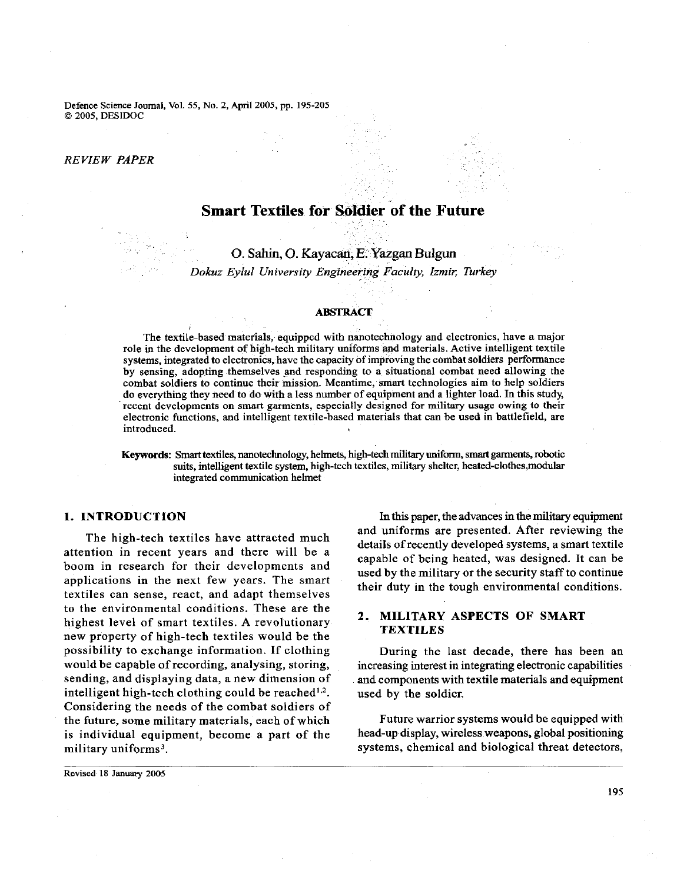*REVIEW PAPER*

# Smart Textiles for Soldier of the Future

O. Sahin, O. Kayacan, E. Yazgan Bulgun

*Dokuz Eylul University Engineering Faculty, Izmir, Turkey*

## ABSTRACT

The textile-based materials, equipped with nanotechnology and electronics, have a major role in the development of high-tech military uniforms and materials. Active intelligent textile systems, integrated to electronics, have the capacity of improving the combat soldiers performance by sensing, adopting themselves and responding to a situational combat need allowing the combat soldiers to continue their mission. Meantime, smart technologies aim to help soldiers do everything they need to do with a less number of equipment and a lighter load. In this study, recent developments on smart garments, especially designed for military usage owing to their electronic functions, and intelligent textile-based materials that can be used in battlefield, are introduced.

**Keywords:** Smart textiles, nanotechnology, helmets, high-tech military uniform, smart garments, robotic suits, intelligent textile system, high-tech textiles, military shelter, heated-clothes, modular integrated communication helmet

## 1. INTRODUCTION

The high-tech textiles have attracted much attention in recent years and there will be a boom in research for their developments and applications in the next few years. The smart textiles can sense, react, and adapt themselves to the environmental conditions. These are the highest level of smart textiles. A revolutionary new property of high-tech textiles would be the possibility to exchange information. If clothing would be capable of recording, analysing, storing, sending, and displaying data, a new dimension of intelligent high-tech clothing could be reached[1,2]. Considering the needs of the combat soldiers of the future, some military materials, each of which is individual equipment, become a part of the military uniforms[3].

In this paper, the advances in the military equipment and uniforms are presented. After reviewing the details of recently developed systems, a smart textile capable of being heated, was designed. It can be used by the military or the security staff to continue their duty in the tough environmental conditions.

## 2. MILITARY ASPECTS OF SMART TEXTILES

During the last decade, there has been an increasing interest in integrating electronic capabilities and components with textile materials and equipment used by the soldier.

Future warrior systems would be equipped with head-up display, wireless weapons, global positioning systems, chemical and biological threat detectors,

Revised 18 January 2005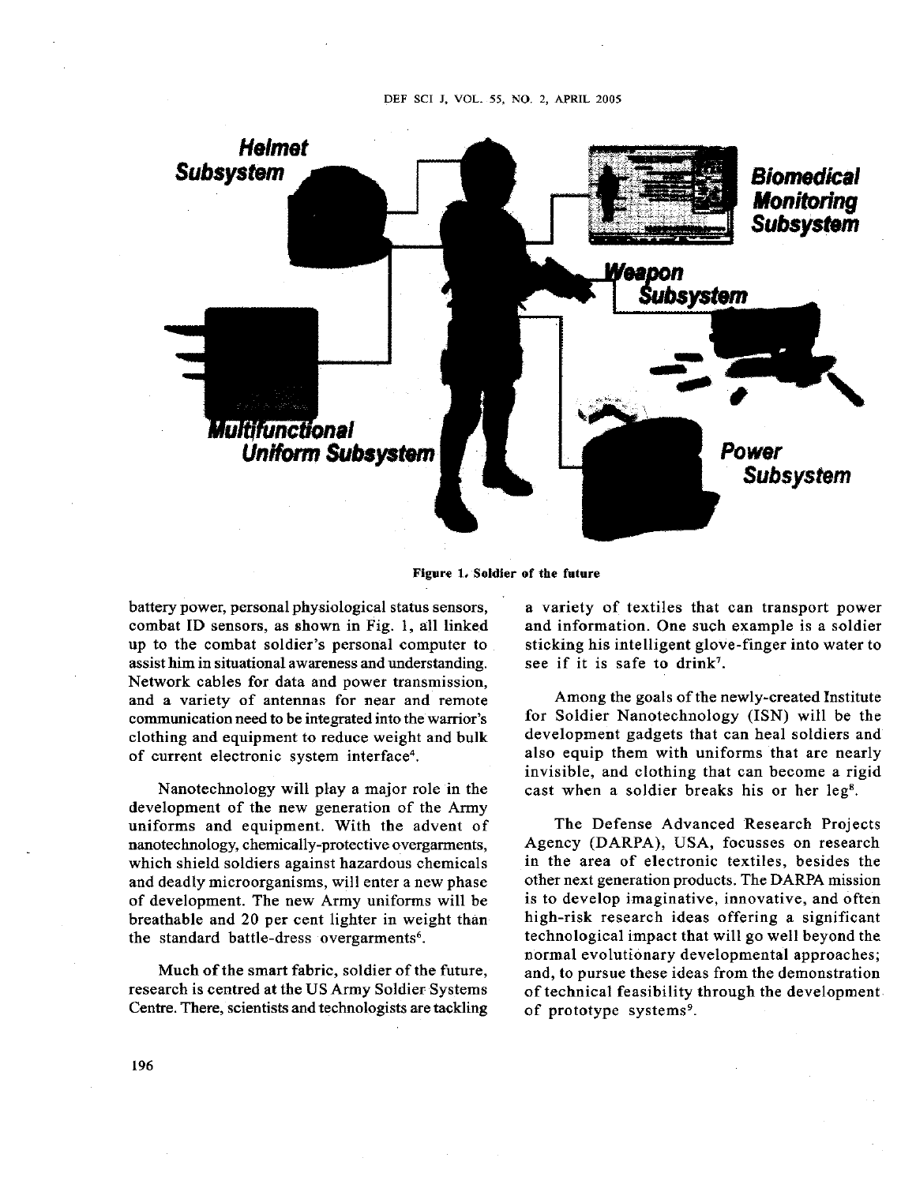Figure 1. Soldier of the future

battery power, personal physiological status sensors, combat ID sensors, as shown in Fig. 1, all linked up to the combat soldier's personal computer to assist him in situational awareness and understanding. Network cables for data and power transmission, and a variety of antennas for near and remote communication need to be integrated into the warrior's clothing and equipment to reduce weight and bulk of current electronic system interface[4].

Nanotechnology will play a major role in the development of the new generation of the Army uniforms and equipment. With the advent of nanotechnology, chemically-protective overgarments, which shield soldiers against hazardous chemicals and deadly microorganisms, will enter a new phase of development. The new Army uniforms will be breathable and 20 per cent lighter in weight than the standard battle-dress overgarments[6].

Much of the smart fabric, soldier of the future, research is centred at the US Army Soldier Systems Centre. There, scientists and technologists are tackling a variety of textiles that can transport power and information. One such example is a soldier sticking his intelligent glove-finger into water to see if it is safe to drink[7].

Among the goals of the newly-created Institute for Soldier Nanotechnology (ISN) will be the development gadgets that can heal soldiers and also equip them with uniforms that are nearly invisible, and clothing that can become a rigid cast when a soldier breaks his or her leg[8].

The Defense Advanced Research Projects Agency (DARPA), USA, focusses on research in the area of electronic textiles, besides the other next generation products. The DARPA mission is to develop imaginative, innovative, and often high-risk research ideas offering a significant technological impact that will go well beyond the normal evolutionary developmental approaches; and, to pursue these ideas from the demonstration of technical feasibility through the development of prototype systems[9].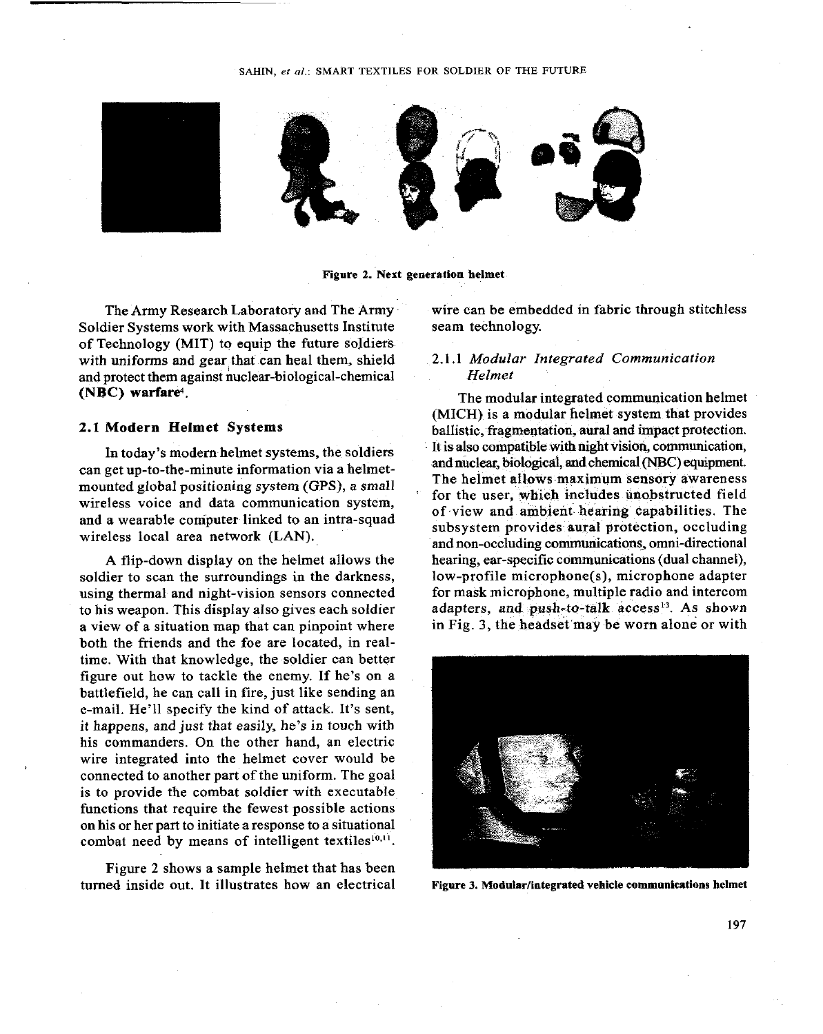Figure 2. Next generation helmet

The Army Research Laboratory and The Army Soldier Systems work with Massachusetts Institute of Technology (MIT) to equip the future soldiers with uniforms and gear that can heal them, shield and protect them against nuclear-biological-chemical **(NBC) warfare**[4].

## 2.1 Modern Helmet Systems

In today's modern helmet systems, the soldiers can get up-to-the-minute information via a helmet-mounted global positioning system (GPS), a small wireless voice and data communication system, and a wearable computer linked to an intra-squad wireless local area network (LAN).

A flip-down display on the helmet allows the soldier to scan the surroundings in the darkness, using thermal and night-vision sensors connected to his weapon. This display also gives each soldier a view of a situation map that can pinpoint where both the friends and the foe are located, in real-time. With that knowledge, the soldier can better figure out how to tackle the enemy. If he's on a battlefield, he can call in fire, just like sending an e-mail. He'll specify the kind of attack. It's sent, it happens, and just that easily, he's in touch with his commanders. On the other hand, an electric wire integrated into the helmet cover would be connected to another part of the uniform. The goal is to provide the combat soldier with executable functions that require the fewest possible actions on his or her part to initiate a response to a situational combat need by means of intelligent textiles[10,11].

Figure 2 shows a sample helmet that has been turned inside out. It illustrates how an electrical wire can be embedded in fabric through stitchless seam technology.

### 2.1.1 *Modular Integrated Communication Helmet*

The modular integrated communication helmet (MICH) is a modular helmet system that provides ballistic, fragmentation, aural and impact protection. It is also compatible with night vision, communication, and nuclear, biological, and chemical (NBC) equipment. The helmet allows maximum sensory awareness for the user, which includes unobstructed field of view and ambient hearing capabilities. The subsystem provides aural protection, occluding and non-occluding communications, omni-directional hearing, ear-specific communications (dual channel), low-profile microphone(s), microphone adapter for mask microphone, multiple radio and intercom adapters, and push-to-talk access[13]. As shown in Fig. 3, the headset may be worn alone or with

Figure 3. Modular/integrated vehicle communications helmet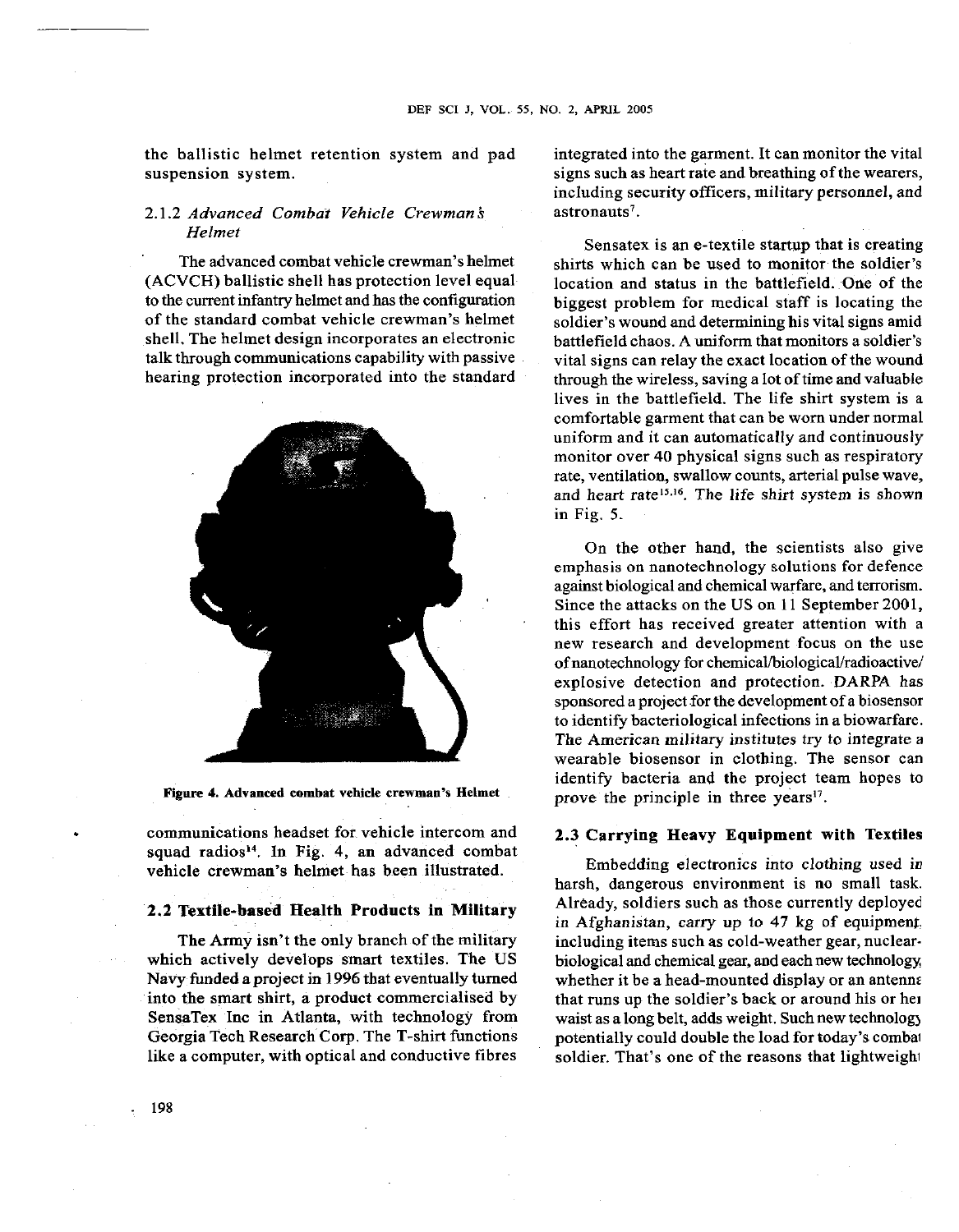the ballistic helmet retention system and pad suspension system.

### 2.1.2 *Advanced Combat Vehicle Crewman's Helmet*

The advanced combat vehicle crewman's helmet (ACVCH) ballistic shell has protection level equal to the current infantry helmet and has the configuration of the standard combat vehicle crewman's helmet shell. The helmet design incorporates an electronic talk through communications capability with passive hearing protection incorporated into the standard communications headset for vehicle intercom and squad radios[14]. In Fig. 4, an advanced combat vehicle crewman's helmet has been illustrated.

**Figure 4. Advanced combat vehicle crewman's Helmet**

## 2.2 Textile-based Health Products in Military

The Army isn't the only branch of the military which actively develops smart textiles. The US Navy funded a project in 1996 that eventually turned into the smart shirt, a product commercialised by SensaTex Inc in Atlanta, with technology from Georgia Tech Research Corp. The T-shirt functions like a computer, with optical and conductive fibres integrated into the garment. It can monitor the vital signs such as heart rate and breathing of the wearers, including security officers, military personnel, and astronauts[7].

Sensatex is an e-textile startup that is creating shirts which can be used to monitor the soldier's location and status in the battlefield. One of the biggest problem for medical staff is locating the soldier's wound and determining his vital signs amid battlefield chaos. A uniform that monitors a soldier's vital signs can relay the exact location of the wound through the wireless, saving a lot of time and valuable lives in the battlefield. The life shirt system is a comfortable garment that can be worn under normal uniform and it can automatically and continuously monitor over 40 physical signs such as respiratory rate, ventilation, swallow counts, arterial pulse wave, and heart rate[15,16]. The life shirt system is shown in Fig. 5.

On the other hand, the scientists also give emphasis on nanotechnology solutions for defence against biological and chemical warfare, and terrorism. Since the attacks on the US on 11 September 2001, this effort has received greater attention with a new research and development focus on the use of nanotechnology for chemical/biological/radioactive/explosive detection and protection. DARPA has sponsored a project for the development of a biosensor to identify bacteriological infections in a biowarfare. The American military institutes try to integrate a wearable biosensor in clothing. The sensor can identify bacteria and the project team hopes to prove the principle in three years[17].

## 2.3 Carrying Heavy Equipment with Textiles

Embedding electronics into clothing used in harsh, dangerous environment is no small task. Already, soldiers such as those currently deployed in Afghanistan, carry up to 47 kg of equipment, including items such as cold-weather gear, nuclear-biological and chemical gear, and each new technology, whether it be a head-mounted display or an antenna that runs up the soldier's back or around his or her waist as a long belt, adds weight. Such new technology potentially could double the load for today's combat soldier. That's one of the reasons that lightweight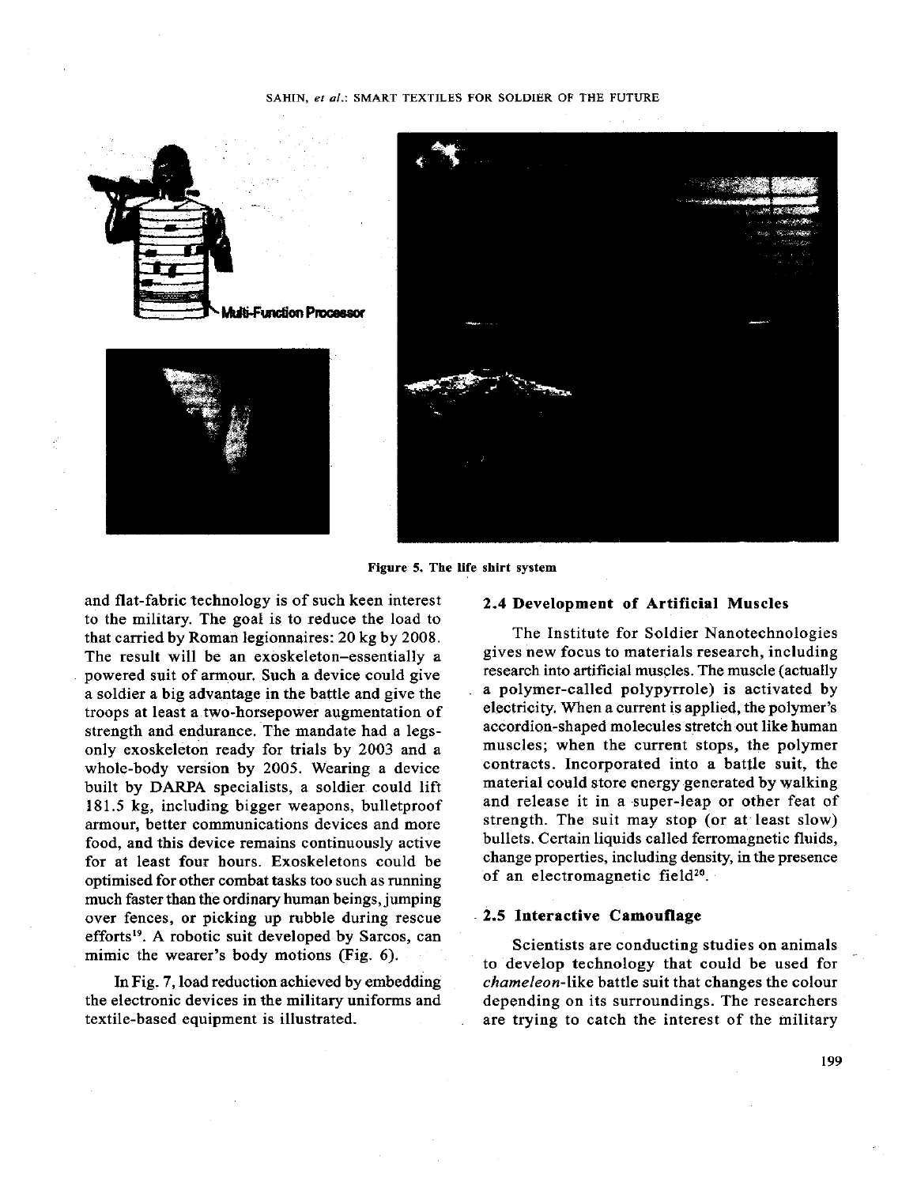Multi-Function Processor

Figure 5. The life shirt system

and flat-fabric technology is of such keen interest to the military. The goal is to reduce the load to that carried by Roman legionnaires: 20 kg by 2008. The result will be an exoskeleton–essentially a powered suit of armour. Such a device could give a soldier a big advantage in the battle and give the troops at least a two-horsepower augmentation of strength and endurance. The mandate had a legs-only exoskeleton ready for trials by 2003 and a whole-body version by 2005. Wearing a device built by DARPA specialists, a soldier could lift 181.5 kg, including bigger weapons, bulletproof armour, better communications devices and more food, and this device remains continuously active for at least four hours. Exoskeletons could be optimised for other combat tasks too such as running much faster than the ordinary human beings, jumping over fences, or picking up rubble during rescue efforts[19]. A robotic suit developed by Sarcos, can mimic the wearer's body motions (Fig. 6).

In Fig. 7, load reduction achieved by embedding the electronic devices in the military uniforms and textile-based equipment is illustrated.

## 2.4 Development of Artificial Muscles

The Institute for Soldier Nanotechnologies gives new focus to materials research, including research into artificial muscles. The muscle (actually a polymer-called polypyrrole) is activated by electricity. When a current is applied, the polymer's accordion-shaped molecules stretch out like human muscles; when the current stops, the polymer contracts. Incorporated into a battle suit, the material could store energy generated by walking and release it in a super-leap or other feat of strength. The suit may stop (or at least slow) bullets. Certain liquids called ferromagnetic fluids, change properties, including density, in the presence of an electromagnetic field[20].

## 2.5 Interactive Camouflage

Scientists are conducting studies on animals to develop technology that could be used for *chameleon*-like battle suit that changes the colour depending on its surroundings. The researchers are trying to catch the interest of the military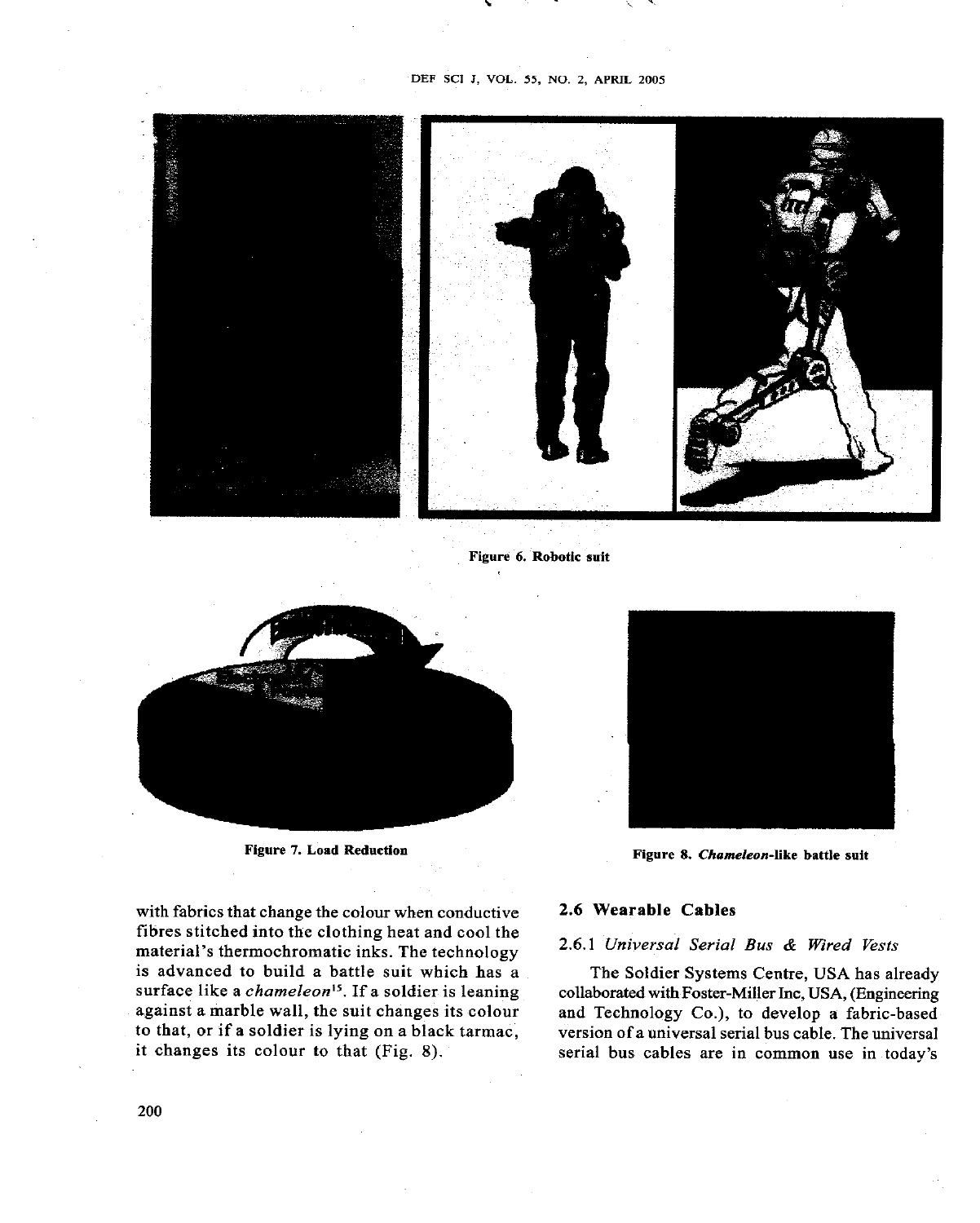Figure 6. Robotic suit

Figure 7. Load Reduction

Figure 8. *Chameleon*-like battle suit

with fabrics that change the colour when conductive fibres stitched into the clothing heat and cool the material's thermochromatic inks. The technology is advanced to build a battle suit which has a surface like a *chameleon*[15]. If a soldier is leaning against a marble wall, the suit changes its colour to that, or if a soldier is lying on a black tarmac, it changes its colour to that (Fig. 8).

## 2.6 Wearable Cables

### 2.6.1 *Universal Serial Bus & Wired Vests*

The Soldier Systems Centre, USA has already collaborated with Foster-Miller Inc, USA, (Engineering and Technology Co.), to develop a fabric-based version of a universal serial bus cable. The universal serial bus cables are in common use in today's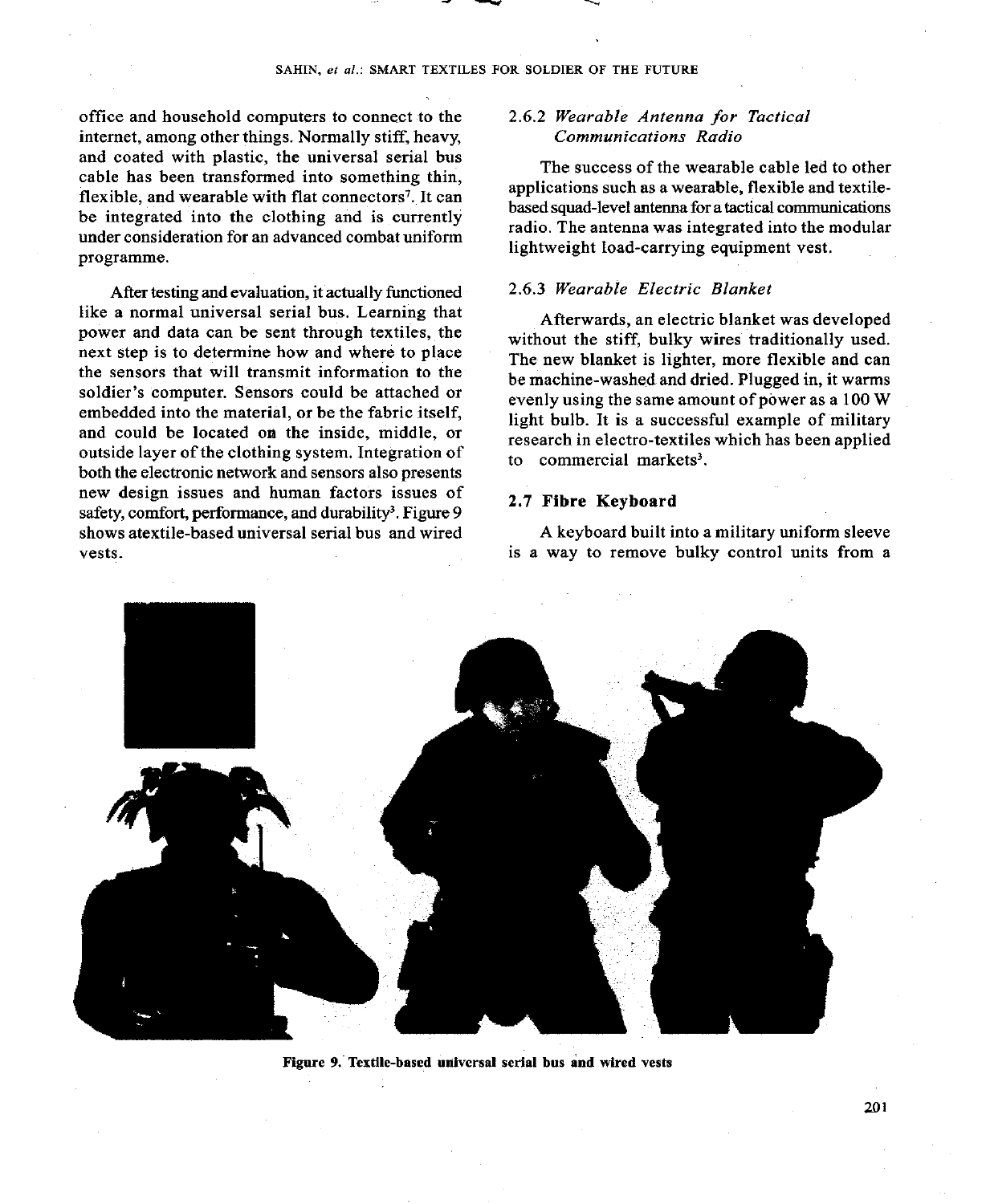office and household computers to connect to the internet, among other things. Normally stiff, heavy, and coated with plastic, the universal serial bus cable has been transformed into something thin, flexible, and wearable with flat connectors[7]. It can be integrated into the clothing and is currently under consideration for an advanced combat uniform programme.

After testing and evaluation, it actually functioned like a normal universal serial bus. Learning that power and data can be sent through textiles, the next step is to determine how and where to place the sensors that will transmit information to the soldier's computer. Sensors could be attached or embedded into the material, or be the fabric itself, and could be located on the inside, middle, or outside layer of the clothing system. Integration of both the electronic network and sensors also presents new design issues and human factors issues of safety, comfort, performance, and durability[3]. Figure 9 shows atextile-based universal serial bus and wired vests.

### 2.6.2 *Wearable Antenna for Tactical Communications Radio*

The success of the wearable cable led to other applications such as a wearable, flexible and textile-based squad-level antenna for a tactical communications radio. The antenna was integrated into the modular lightweight load-carrying equipment vest.

### 2.6.3 *Wearable Electric Blanket*

Afterwards, an electric blanket was developed without the stiff, bulky wires traditionally used. The new blanket is lighter, more flexible and can be machine-washed and dried. Plugged in, it warms evenly using the same amount of power as a 100 W light bulb. It is a successful example of military research in electro-textiles which has been applied to commercial markets[3].

## 2.7 Fibre Keyboard

A keyboard built into a military uniform sleeve is a way to remove bulky control units from a

**Figure 9. Textile-based universal serial bus and wired vests**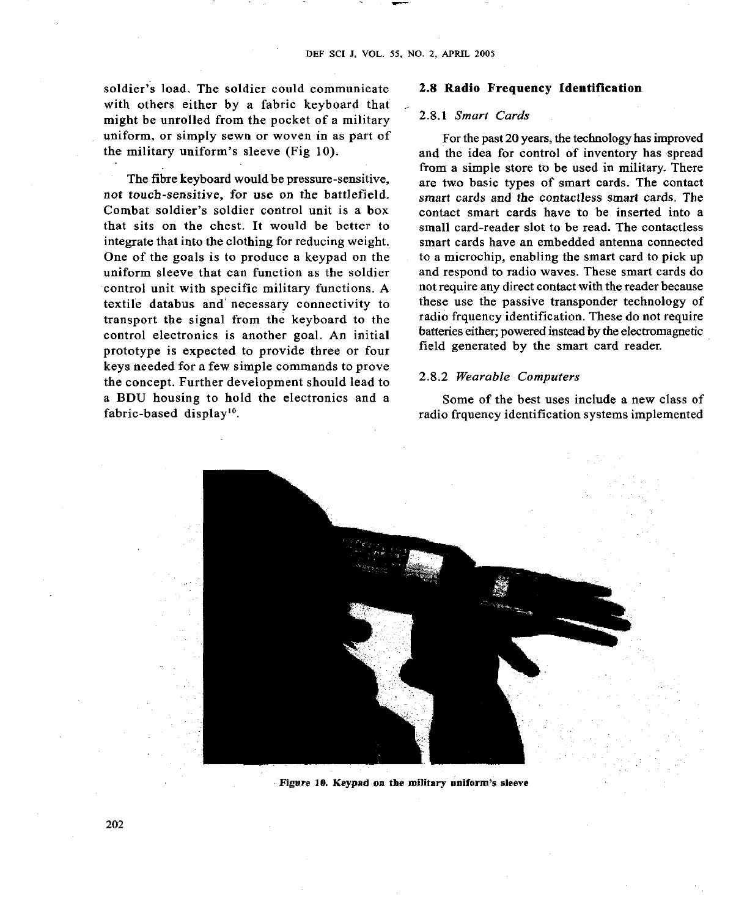soldier's load. The soldier could communicate with others either by a fabric keyboard that might be unrolled from the pocket of a military uniform, or simply sewn or woven in as part of the military uniform's sleeve (Fig 10).

The fibre keyboard would be pressure-sensitive, not touch-sensitive, for use on the battlefield. Combat soldier's soldier control unit is a box that sits on the chest. It would be better to integrate that into the clothing for reducing weight. One of the goals is to produce a keypad on the uniform sleeve that can function as the soldier control unit with specific military functions. A textile databus and necessary connectivity to transport the signal from the keyboard to the control electronics is another goal. An initial prototype is expected to provide three or four keys needed for a few simple commands to prove the concept. Further development should lead to a BDU housing to hold the electronics and a fabric-based display[10].

## 2.8 Radio Frequency Identification

### 2.8.1 *Smart Cards*

For the past 20 years, the technology has improved and the idea for control of inventory has spread from a simple store to be used in military. There are two basic types of smart cards. The contact smart cards and the contactless smart cards. The contact smart cards have to be inserted into a small card-reader slot to be read. The contactless smart cards have an embedded antenna connected to a microchip, enabling the smart card to pick up and respond to radio waves. These smart cards do not require any direct contact with the reader because these use the passive transponder technology of radio frquency identification. These do not require batteries either; powered instead by the electromagnetic field generated by the smart card reader.

### 2.8.2 *Wearable Computers*

Some of the best uses include a new class of radio frquency identification systems implemented

**Figure 10. Keypad on the military uniform's sleeve**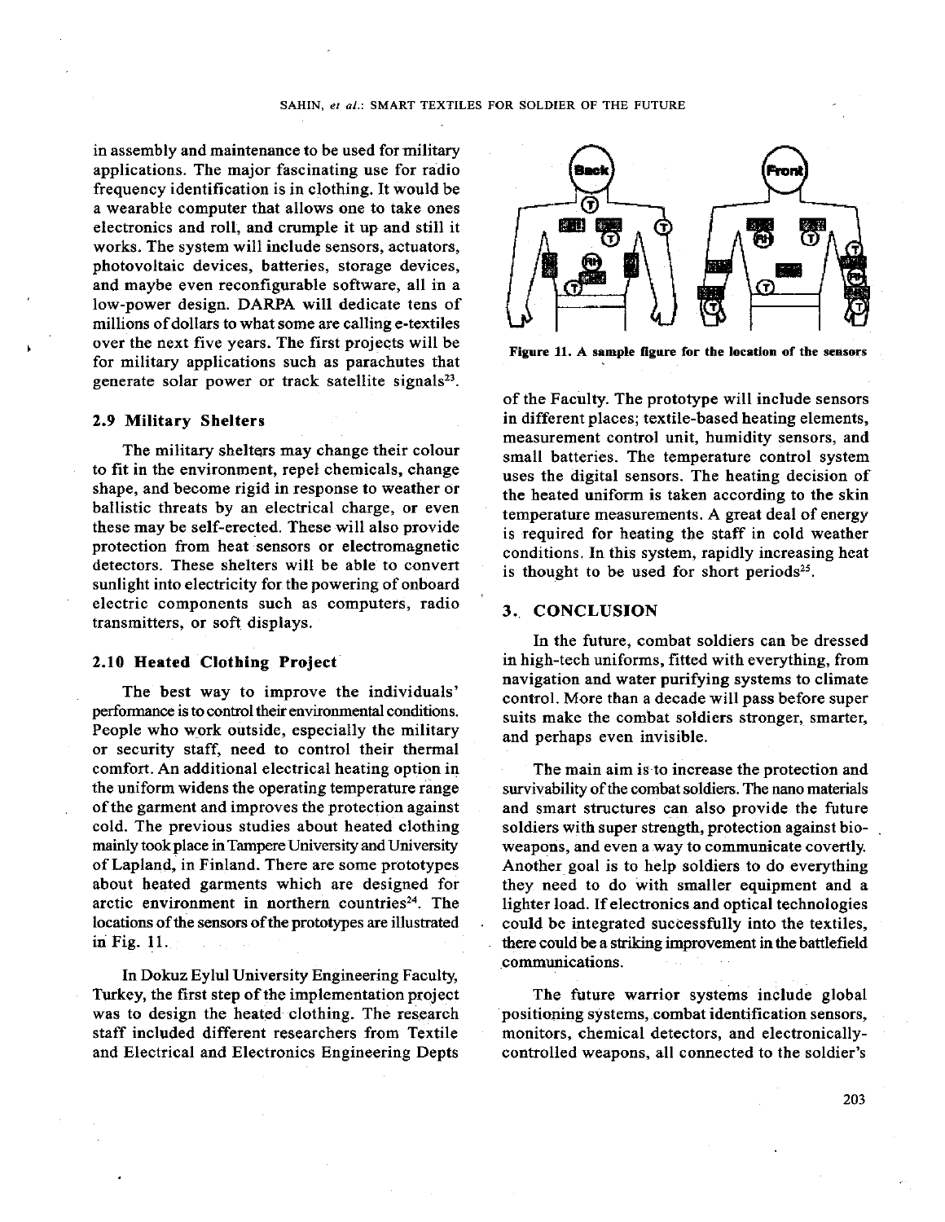in assembly and maintenance to be used for military applications. The major fascinating use for radio frequency identification is in clothing. It would be a wearable computer that allows one to take ones electronics and roll, and crumple it up and still it works. The system will include sensors, actuators, photovoltaic devices, batteries, storage devices, and maybe even reconfigurable software, all in a low-power design. DARPA will dedicate tens of millions of dollars to what some are calling e-textiles over the next five years. The first projects will be for military applications such as parachutes that generate solar power or track satellite signals[23].

### 2.9 Military Shelters

The military shelters may change their colour to fit in the environment, repel chemicals, change shape, and become rigid in response to weather or ballistic threats by an electrical charge, or even these may be self-erected. These will also provide protection from heat sensors or electromagnetic detectors. These shelters will be able to convert sunlight into electricity for the powering of onboard electric components such as computers, radio transmitters, or soft displays.

### 2.10 Heated Clothing Project

The best way to improve the individuals' performance is to control their environmental conditions. People who work outside, especially the military or security staff, need to control their thermal comfort. An additional electrical heating option in the uniform widens the operating temperature range of the garment and improves the protection against cold. The previous studies about heated clothing mainly took place in Tampere University and University of Lapland, in Finland. There are some prototypes about heated garments which are designed for arctic environment in northern countries[24]. The locations of the sensors of the prototypes are illustrated in Fig. 11.

In Dokuz Eylul University Engineering Faculty, Turkey, the first step of the implementation project was to design the heated clothing. The research staff included different researchers from Textile and Electrical and Electronics Engineering Depts of the Faculty. The prototype will include sensors in different places; textile-based heating elements, measurement control unit, humidity sensors, and small batteries. The temperature control system uses the digital sensors. The heating decision of the heated uniform is taken according to the skin temperature measurements. A great deal of energy is required for heating the staff in cold weather conditions. In this system, rapidly increasing heat is thought to be used for short periods[25].

**Figure 11. A sample figure for the location of the sensors**

## 3. CONCLUSION

In the future, combat soldiers can be dressed in high-tech uniforms, fitted with everything, from navigation and water purifying systems to climate control. More than a decade will pass before super suits make the combat soldiers stronger, smarter, and perhaps even invisible.

The main aim is to increase the protection and survivability of the combat soldiers. The nano materials and smart structures can also provide the future soldiers with super strength, protection against bio-weapons, and even a way to communicate covertly. Another goal is to help soldiers to do everything they need to do with smaller equipment and a lighter load. If electronics and optical technologies could be integrated successfully into the textiles, there could be a striking improvement in the battlefield communications.

The future warrior systems include global positioning systems, combat identification sensors, monitors, chemical detectors, and electronically-controlled weapons, all connected to the soldier's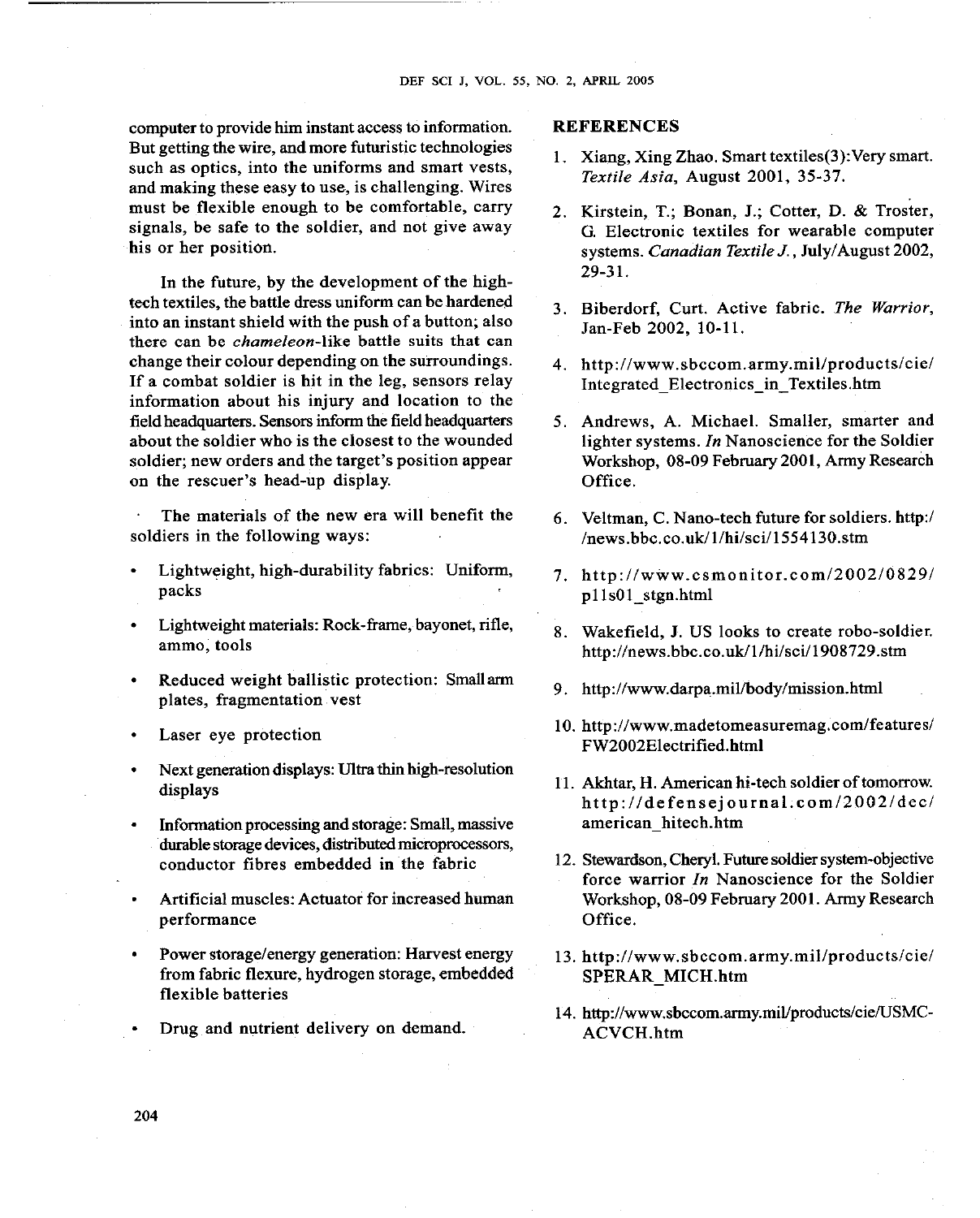computer to provide him instant access to information. But getting the wire, and more futuristic technologies such as optics, into the uniforms and smart vests, and making these easy to use, is challenging. Wires must be flexible enough to be comfortable, carry signals, be safe to the soldier, and not give away his or her position.

In the future, by the development of the high-tech textiles, the battle dress uniform can be hardened into an instant shield with the push of a button; also there can be *chameleon*-like battle suits that can change their colour depending on the surroundings. If a combat soldier is hit in the leg, sensors relay information about his injury and location to the field headquarters. Sensors inform the field headquarters about the soldier who is the closest to the wounded soldier; new orders and the target's position appear on the rescuer's head-up display.

The materials of the new era will benefit the soldiers in the following ways:

- Lightweight, high-durability fabrics: Uniform, packs
- Lightweight materials: Rock-frame, bayonet, rifle, ammo, tools
- Reduced weight ballistic protection: Small arm plates, fragmentation vest
- Laser eye protection
- Next generation displays: Ultra thin high-resolution displays
- Information processing and storage: Small, massive durable storage devices, distributed microprocessors, conductor fibres embedded in the fabric
- Artificial muscles: Actuator for increased human performance
- Power storage/energy generation: Harvest energy from fabric flexure, hydrogen storage, embedded flexible batteries
- Drug and nutrient delivery on demand.

## REFERENCES

1. Xiang, Xing Zhao. Smart textiles(3):Very smart. *Textile Asia*, August 2001, 35-37.
2. Kirstein, T.; Bonan, J.; Cotter, D. & Troster, G. Electronic textiles for wearable computer systems. *Canadian Textile J.*, July/August 2002, 29-31.
3. Biberdorf, Curt. Active fabric. *The Warrior*, Jan-Feb 2002, 10-11.
4. http://www.sbccom.army.mil/products/cie/Integrated_Electronics_in_Textiles.htm
5. Andrews, A. Michael. Smaller, smarter and lighter systems. *In* Nanoscience for the Soldier Workshop, 08-09 February 2001, Army Research Office.
6. Veltman, C. Nano-tech future for soldiers. http://news.bbc.co.uk/1/hi/sci/1554130.stm
7. http://www.csmonitor.com/2002/0829/p11s01_stgn.html
8. Wakefield, J. US looks to create robo-soldier. http://news.bbc.co.uk/1/hi/sci/1908729.stm
9. http://www.darpa.mil/body/mission.html
10. http://www.madetomeasuremag.com/features/FW2002Electrified.html
11. Akhtar, H. American hi-tech soldier of tomorrow. http://defensejournal.com/2002/dec/american_hitech.htm
12. Stewardson, Cheryl. Future soldier system-objective force warrior *In* Nanoscience for the Soldier Workshop, 08-09 February 2001. Army Research Office.
13. http://www.sbccom.army.mil/products/cie/SPERAR_MICH.htm
14. http://www.sbccom.army.mil/products/cie/USMC-ACVCH.htm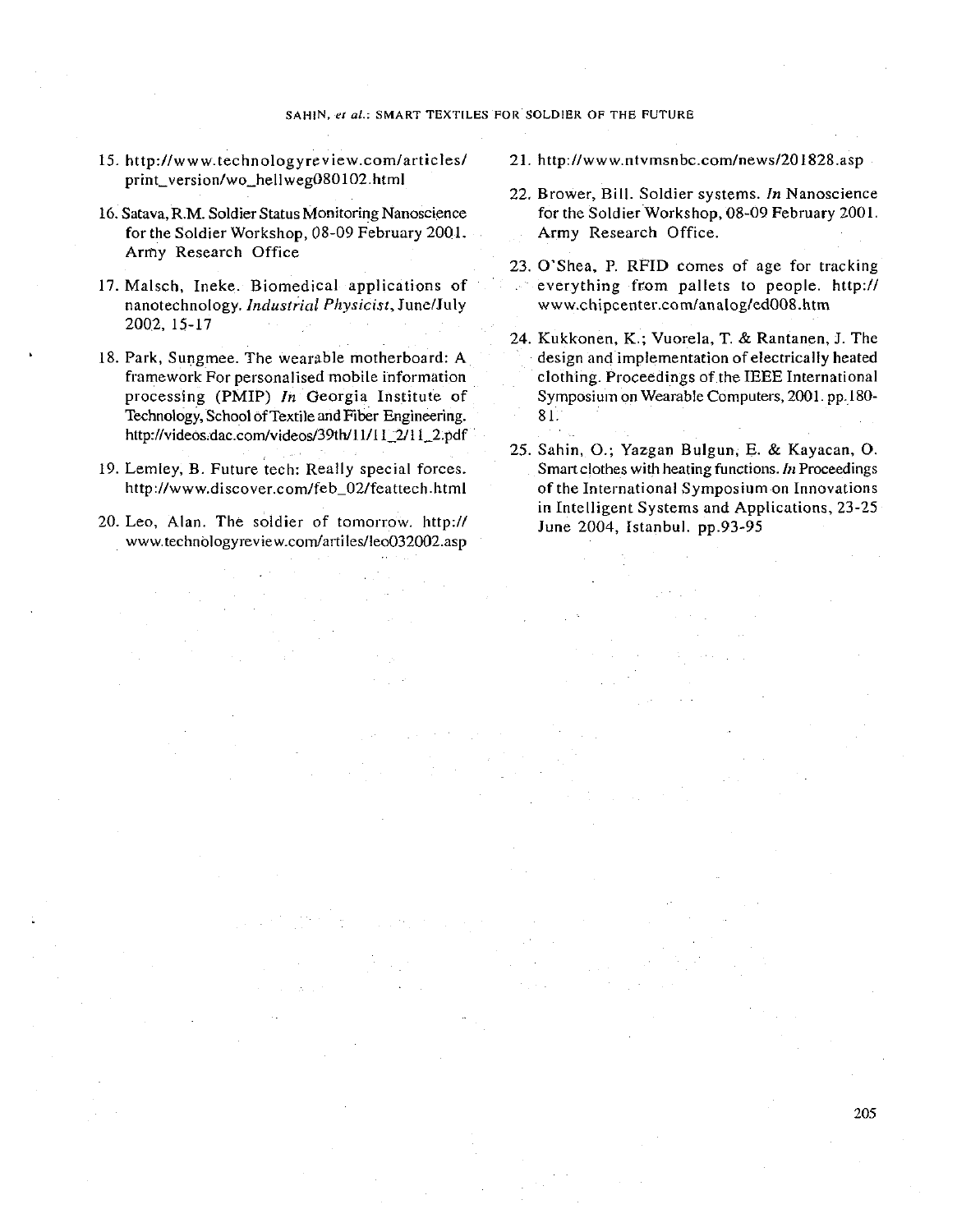15. http://www.technologyreview.com/articles/print_version/wo_hellweg080102.html

16. Satava, R.M. Soldier Status Monitoring Nanoscience for the Soldier Workshop, 08-09 February 2001. Army Research Office

17. Malsch, Ineke. Biomedical applications of nanotechnology. *Industrial Physicist*, June/July 2002, 15-17

18. Park, Sungmee. The wearable motherboard: A framework For personalised mobile information processing (PMIP) *In* Georgia Institute of Technology, School of Textile and Fiber Engineering. http://videos.dac.com/videos/39th/11/11_2/11_2.pdf

19. Lemley, B. Future tech: Really special forces. http://www.discover.com/feb_02/feattech.html

20. Leo, Alan. The soldier of tomorrow. http://www.technologyreview.com/artiles/leo032002.asp

21. http://www.ntvmsnbc.com/news/201828.asp

22. Brower, Bill. Soldier systems. *In* Nanoscience for the Soldier Workshop, 08-09 February 2001. Army Research Office.

23. O'Shea, P. RFID comes of age for tracking everything from pallets to people. http://www.chipcenter.com/analog/ed008.htm

24. Kukkonen, K.; Vuorela, T. & Rantanen, J. The design and implementation of electrically heated clothing. Proceedings of the IEEE International Symposium on Wearable Computers, 2001. pp.180-81.

25. Sahin, O.; Yazgan Bulgun, E. & Kayacan, O. Smart clothes with heating functions. *In* Proceedings of the International Symposium on Innovations in Intelligent Systems and Applications, 23-25 June 2004, Istanbul. pp.93-95